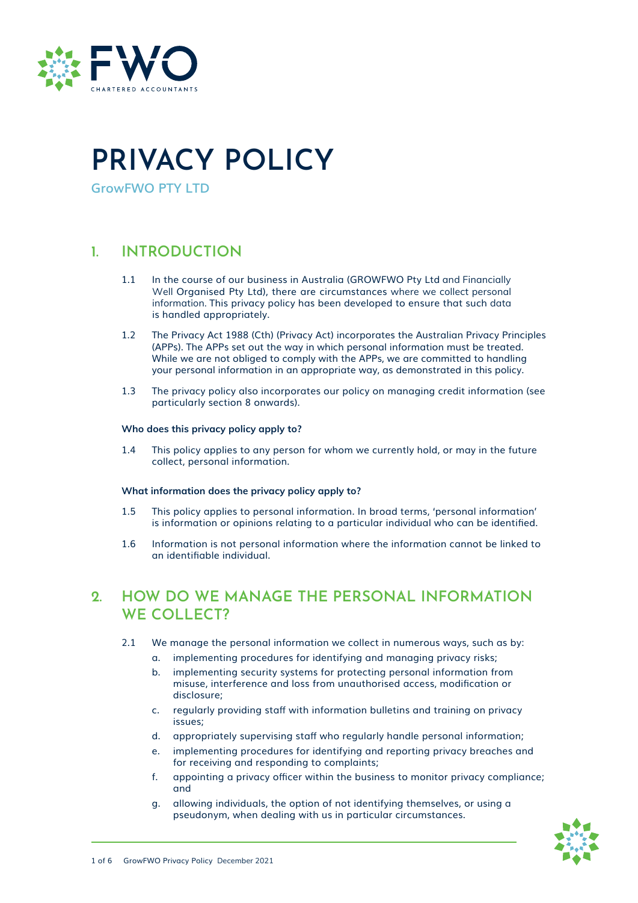# PRIVACY POLICY

GrowFWO PTY LTD

## 1. INTRODUCTION

1.1 In the course of our business in Australia (GROWFWO Pty Ltd and Financially Well Organised Pty Ltd), there are circumstances where we collect personal information. This privacy policy has been developed to ensure that such data is handled appropriately.

1.2 The Privacy Act 1988 (Cth) (Privacy Act) incorporates the Australian Privacy Principles (APPs). The APPs set out the way in which personal information must be treated. While we are not obliged to comply with the APPs, we are committed to handling your personal information in an appropriate way, as demonstrated in this policy.

1.3 The privacy policy also incorporates our policy on managing credit information (see particularly section 8 onwards).

**Who does this privacy policy apply to?**

1.4 This policy applies to any person for whom we currently hold, or may in the future collect, personal information.

**What information does the privacy policy apply to?**

1.5 This policy applies to personal information. In broad terms, 'personal information' is information or opinions relating to a particular individual who can be identified.

1.6 Information is not personal information where the information cannot be linked to an identifiable individual.

## 2. HOW DO WE MANAGE THE PERSONAL INFORMATION WE COLLECT?

2.1 We manage the personal information we collect in numerous ways, such as by:

a. implementing procedures for identifying and managing privacy risks;

b. implementing security systems for protecting personal information from misuse, interference and loss from unauthorised access, modification or disclosure;

c. regularly providing staff with information bulletins and training on privacy issues;

d. appropriately supervising staff who regularly handle personal information;

e. implementing procedures for identifying and reporting privacy breaches and for receiving and responding to complaints;

f. appointing a privacy officer within the business to monitor privacy compliance; and

g. allowing individuals, the option of not identifying themselves, or using a pseudonym, when dealing with us in particular circumstances.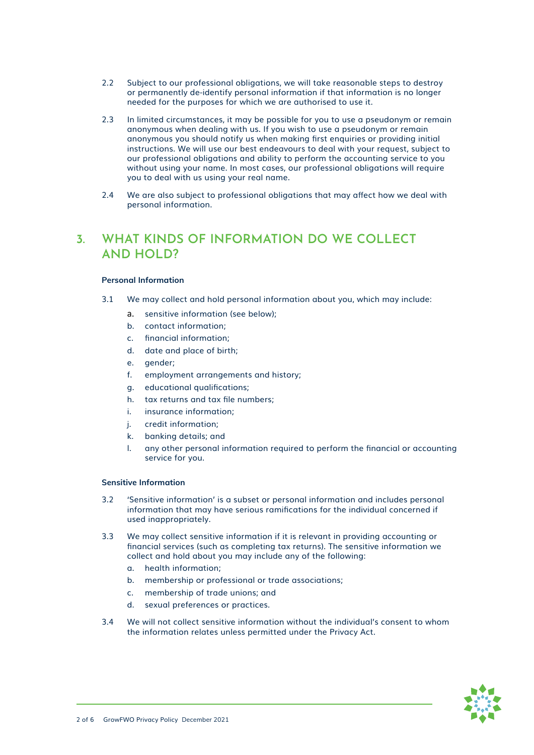2.2 Subject to our professional obligations, we will take reasonable steps to destroy or permanently de-identify personal information if that information is no longer needed for the purposes for which we are authorised to use it.

2.3 In limited circumstances, it may be possible for you to use a pseudonym or remain anonymous when dealing with us. If you wish to use a pseudonym or remain anonymous you should notify us when making first enquiries or providing initial instructions. We will use our best endeavours to deal with your request, subject to our professional obligations and ability to perform the accounting service to you without using your name. In most cases, our professional obligations will require you to deal with us using your real name.

2.4 We are also subject to professional obligations that may affect how we deal with personal information.

## 3. WHAT KINDS OF INFORMATION DO WE COLLECT AND HOLD?

**Personal Information**

3.1 We may collect and hold personal information about you, which may include:

a. sensitive information (see below);
b. contact information;
c. financial information;
d. date and place of birth;
e. gender;
f. employment arrangements and history;
g. educational qualifications;
h. tax returns and tax file numbers;
i. insurance information;
j. credit information;
k. banking details; and
l. any other personal information required to perform the financial or accounting service for you.

**Sensitive Information**

3.2 'Sensitive information' is a subset or personal information and includes personal information that may have serious ramifications for the individual concerned if used inappropriately.

3.3 We may collect sensitive information if it is relevant in providing accounting or financial services (such as completing tax returns). The sensitive information we collect and hold about you may include any of the following:

a. health information;
b. membership or professional or trade associations;
c. membership of trade unions; and
d. sexual preferences or practices.

3.4 We will not collect sensitive information without the individual's consent to whom the information relates unless permitted under the Privacy Act.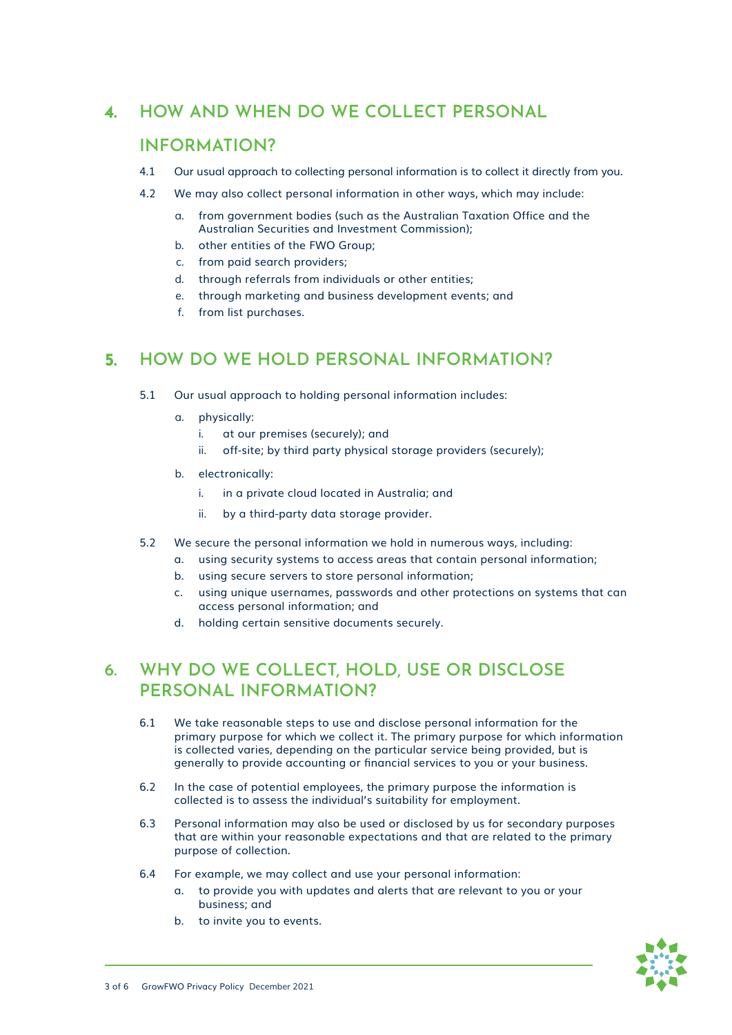## 4. HOW AND WHEN DO WE COLLECT PERSONAL INFORMATION?

4.1 Our usual approach to collecting personal information is to collect it directly from you.

4.2 We may also collect personal information in other ways, which may include:

a. from government bodies (such as the Australian Taxation Office and the Australian Securities and Investment Commission);

b. other entities of the FWO Group;

c. from paid search providers;

d. through referrals from individuals or other entities;

e. through marketing and business development events; and

f. from list purchases.

## 5. HOW DO WE HOLD PERSONAL INFORMATION?

5.1 Our usual approach to holding personal information includes:

a. physically:

i. at our premises (securely); and

ii. off-site; by third party physical storage providers (securely);

b. electronically:

i. in a private cloud located in Australia; and

ii. by a third-party data storage provider.

5.2 We secure the personal information we hold in numerous ways, including:

a. using security systems to access areas that contain personal information;

b. using secure servers to store personal information;

c. using unique usernames, passwords and other protections on systems that can access personal information; and

d. holding certain sensitive documents securely.

## 6. WHY DO WE COLLECT, HOLD, USE OR DISCLOSE PERSONAL INFORMATION?

6.1 We take reasonable steps to use and disclose personal information for the primary purpose for which we collect it. The primary purpose for which information is collected varies, depending on the particular service being provided, but is generally to provide accounting or financial services to you or your business.

6.2 In the case of potential employees, the primary purpose the information is collected is to assess the individual's suitability for employment.

6.3 Personal information may also be used or disclosed by us for secondary purposes that are within your reasonable expectations and that are related to the primary purpose of collection.

6.4 For example, we may collect and use your personal information:

a. to provide you with updates and alerts that are relevant to you or your business; and

b. to invite you to events.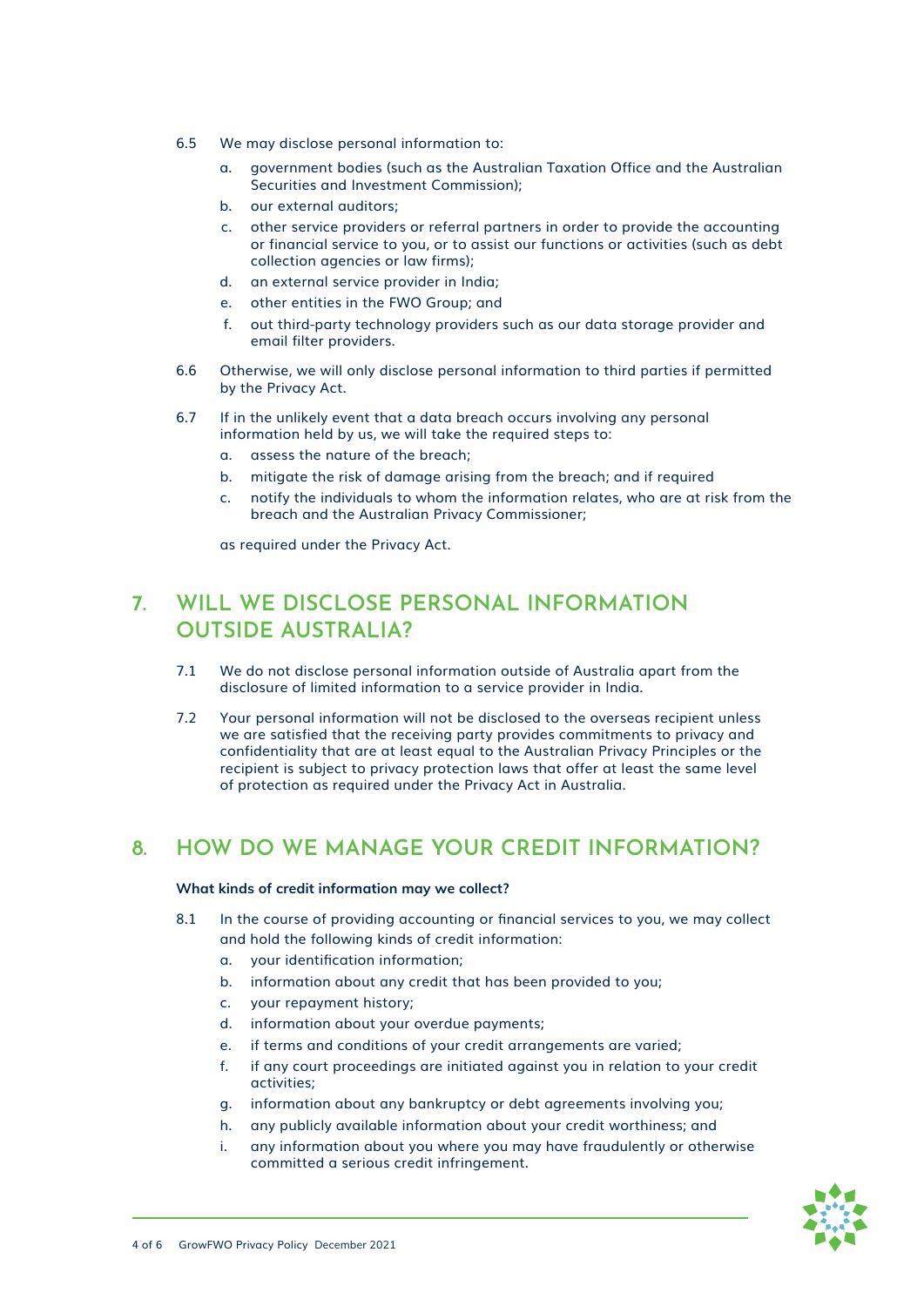6.5 We may disclose personal information to:

a. government bodies (such as the Australian Taxation Office and the Australian Securities and Investment Commission);
b. our external auditors;
c. other service providers or referral partners in order to provide the accounting or financial service to you, or to assist our functions or activities (such as debt collection agencies or law firms);
d. an external service provider in India;
e. other entities in the FWO Group; and
f. out third-party technology providers such as our data storage provider and email filter providers.

6.6 Otherwise, we will only disclose personal information to third parties if permitted by the Privacy Act.

6.7 If in the unlikely event that a data breach occurs involving any personal information held by us, we will take the required steps to:

a. assess the nature of the breach;
b. mitigate the risk of damage arising from the breach; and if required
c. notify the individuals to whom the information relates, who are at risk from the breach and the Australian Privacy Commissioner;

as required under the Privacy Act.

## 7. WILL WE DISCLOSE PERSONAL INFORMATION OUTSIDE AUSTRALIA?

7.1 We do not disclose personal information outside of Australia apart from the disclosure of limited information to a service provider in India.

7.2 Your personal information will not be disclosed to the overseas recipient unless we are satisfied that the receiving party provides commitments to privacy and confidentiality that are at least equal to the Australian Privacy Principles or the recipient is subject to privacy protection laws that offer at least the same level of protection as required under the Privacy Act in Australia.

## 8. HOW DO WE MANAGE YOUR CREDIT INFORMATION?

**What kinds of credit information may we collect?**

8.1 In the course of providing accounting or financial services to you, we may collect and hold the following kinds of credit information:

a. your identification information;
b. information about any credit that has been provided to you;
c. your repayment history;
d. information about your overdue payments;
e. if terms and conditions of your credit arrangements are varied;
f. if any court proceedings are initiated against you in relation to your credit activities;
g. information about any bankruptcy or debt agreements involving you;
h. any publicly available information about your credit worthiness; and
i. any information about you where you may have fraudulently or otherwise committed a serious credit infringement.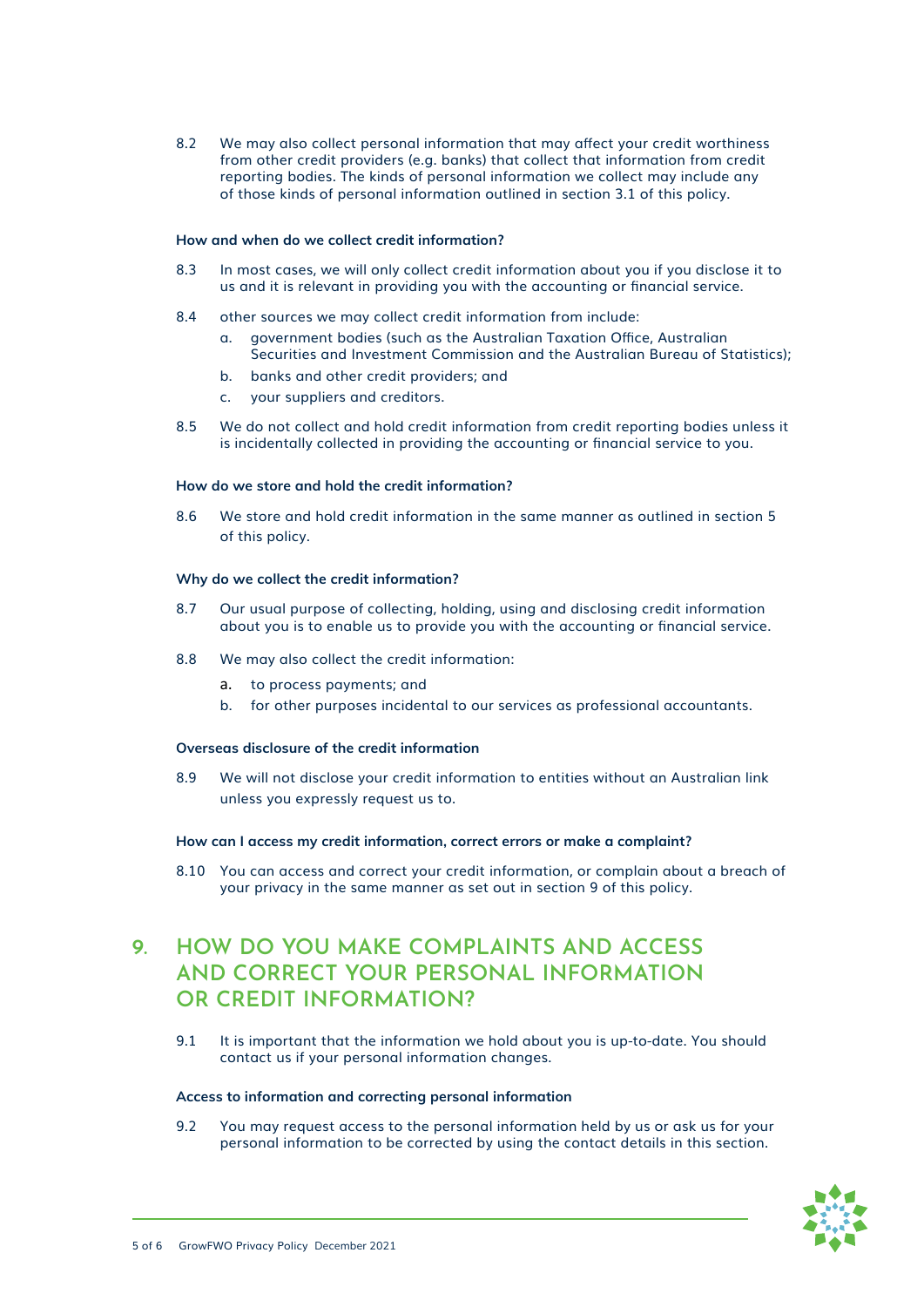8.2 We may also collect personal information that may affect your credit worthiness from other credit providers (e.g. banks) that collect that information from credit reporting bodies. The kinds of personal information we collect may include any of those kinds of personal information outlined in section 3.1 of this policy.

#### How and when do we collect credit information?

8.3 In most cases, we will only collect credit information about you if you disclose it to us and it is relevant in providing you with the accounting or financial service.

8.4 other sources we may collect credit information from include:

a. government bodies (such as the Australian Taxation Office, Australian Securities and Investment Commission and the Australian Bureau of Statistics);

b. banks and other credit providers; and

c. your suppliers and creditors.

8.5 We do not collect and hold credit information from credit reporting bodies unless it is incidentally collected in providing the accounting or financial service to you.

#### How do we store and hold the credit information?

8.6 We store and hold credit information in the same manner as outlined in section 5 of this policy.

#### Why do we collect the credit information?

8.7 Our usual purpose of collecting, holding, using and disclosing credit information about you is to enable us to provide you with the accounting or financial service.

8.8 We may also collect the credit information:

a. to process payments; and

b. for other purposes incidental to our services as professional accountants.

#### Overseas disclosure of the credit information

8.9 We will not disclose your credit information to entities without an Australian link unless you expressly request us to.

#### How can I access my credit information, correct errors or make a complaint?

8.10 You can access and correct your credit information, or complain about a breach of your privacy in the same manner as set out in section 9 of this policy.

## 9. HOW DO YOU MAKE COMPLAINTS AND ACCESS AND CORRECT YOUR PERSONAL INFORMATION OR CREDIT INFORMATION?

9.1 It is important that the information we hold about you is up-to-date. You should contact us if your personal information changes.

#### Access to information and correcting personal information

9.2 You may request access to the personal information held by us or ask us for your personal information to be corrected by using the contact details in this section.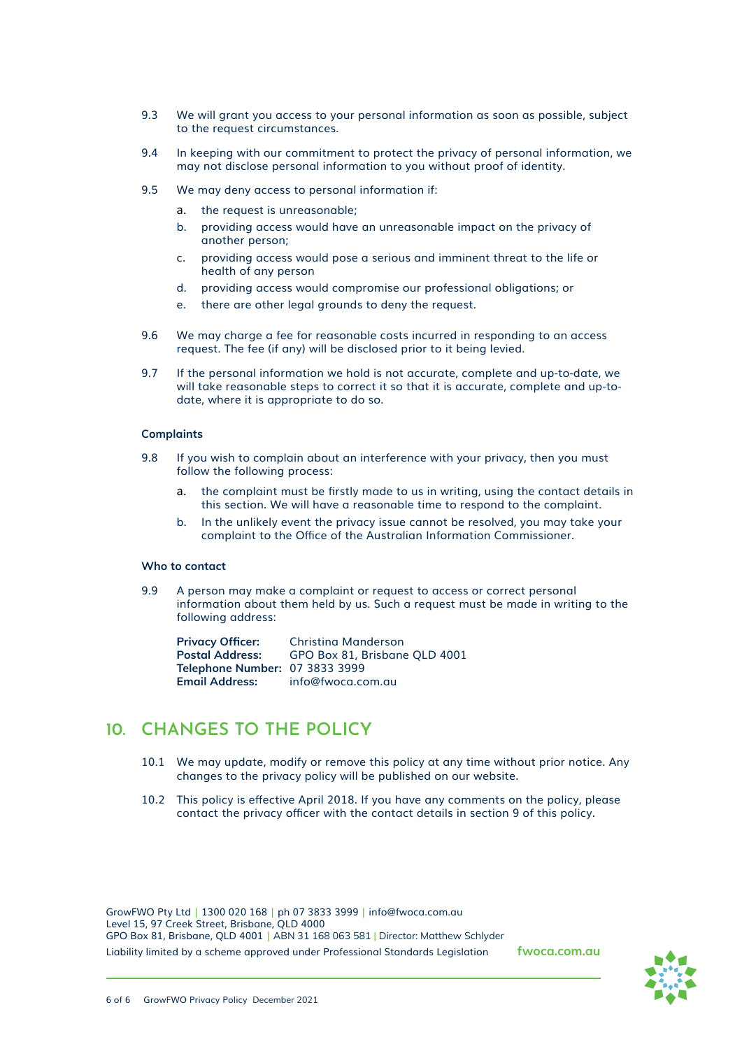9.3 We will grant you access to your personal information as soon as possible, subject to the request circumstances.

9.4 In keeping with our commitment to protect the privacy of personal information, we may not disclose personal information to you without proof of identity.

9.5 We may deny access to personal information if:

a. the request is unreasonable;

b. providing access would have an unreasonable impact on the privacy of another person;

c. providing access would pose a serious and imminent threat to the life or health of any person

d. providing access would compromise our professional obligations; or

e. there are other legal grounds to deny the request.

9.6 We may charge a fee for reasonable costs incurred in responding to an access request. The fee (if any) will be disclosed prior to it being levied.

9.7 If the personal information we hold is not accurate, complete and up-to-date, we will take reasonable steps to correct it so that it is accurate, complete and up-to-date, where it is appropriate to do so.

**Complaints**

9.8 If you wish to complain about an interference with your privacy, then you must follow the following process:

a. the complaint must be firstly made to us in writing, using the contact details in this section. We will have a reasonable time to respond to the complaint.

b. In the unlikely event the privacy issue cannot be resolved, you may take your complaint to the Office of the Australian Information Commissioner.

**Who to contact**

9.9 A person may make a complaint or request to access or correct personal information about them held by us. Such a request must be made in writing to the following address:

**Privacy Officer:** Christina Manderson
**Postal Address:** GPO Box 81, Brisbane QLD 4001
**Telephone Number:** 07 3833 3999
**Email Address:** info@fwoca.com.au

## 10. CHANGES TO THE POLICY

10.1 We may update, modify or remove this policy at any time without prior notice. Any changes to the privacy policy will be published on our website.

10.2 This policy is effective April 2018. If you have any comments on the policy, please contact the privacy officer with the contact details in section 9 of this policy.

GrowFWO Pty Ltd | 1300 020 168 | ph 07 3833 3999 | info@fwoca.com.au
Level 15, 97 Creek Street, Brisbane, QLD 4000
GPO Box 81, Brisbane, QLD 4001 | ABN 31 168 063 581 | Director: Matthew Schlyder
Liability limited by a scheme approved under Professional Standards Legislation **fwoca.com.au**